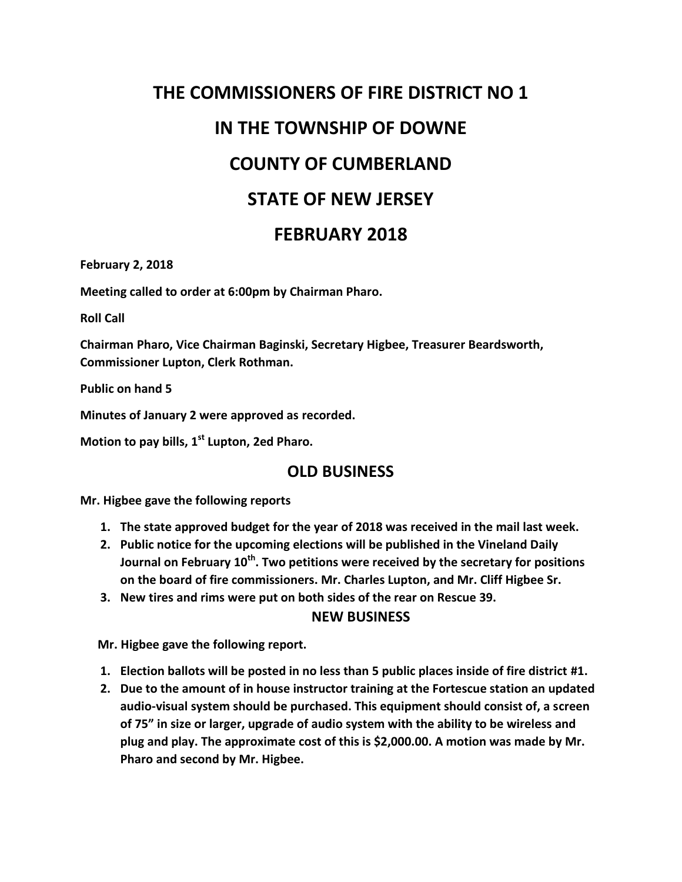# THE COMMISSIONERS OF FIRE DISTRICT NO 1

# IN THE TOWNSHIP OF DOWNE

# COUNTY OF CUMBERLAND

# STATE OF NEW JERSEY

# FEBRUARY 2018

**February 2, 2018**

**Meeting called to order at 6:00pm by Chairman Pharo.**

**Roll Call**

**Chairman Pharo, Vice Chairman Baginski, Secretary Higbee, Treasurer Beardsworth, Commissioner Lupton, Clerk Rothman.**

**Public on hand 5**

**Minutes of January 2 were approved as recorded.**

**Motion to pay bills, 1st Lupton, 2ed Pharo.**

## OLD BUSINESS

**Mr. Higbee gave the following reports**

1. **The state approved budget for the year of 2018 was received in the mail last week.**
2. **Public notice for the upcoming elections will be published in the Vineland Daily Journal on February 10th. Two petitions were received by the secretary for positions on the board of fire commissioners. Mr. Charles Lupton, and Mr. Cliff Higbee Sr.**
3. **New tires and rims were put on both sides of the rear on Rescue 39.**

## NEW BUSINESS

**Mr. Higbee gave the following report.**

1. **Election ballots will be posted in no less than 5 public places inside of fire district #1.**
2. **Due to the amount of in house instructor training at the Fortescue station an updated audio-visual system should be purchased. This equipment should consist of, a screen of 75" in size or larger, upgrade of audio system with the ability to be wireless and plug and play. The approximate cost of this is $2,000.00. A motion was made by Mr. Pharo and second by Mr. Higbee.**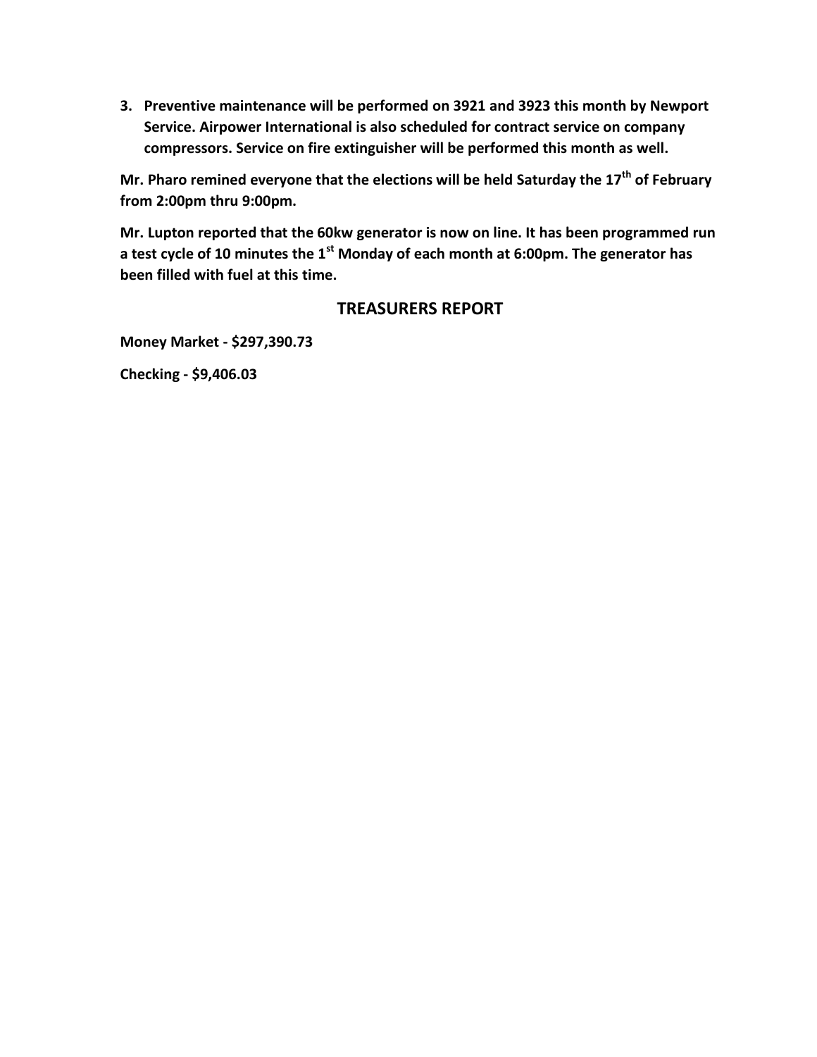3. **Preventive maintenance will be performed on 3921 and 3923 this month by Newport Service. Airpower International is also scheduled for contract service on company compressors. Service on fire extinguisher will be performed this month as well.**

**Mr. Pharo remined everyone that the elections will be held Saturday the 17th of February from 2:00pm thru 9:00pm.**

**Mr. Lupton reported that the 60kw generator is now on line. It has been programmed run a test cycle of 10 minutes the 1st Monday of each month at 6:00pm. The generator has been filled with fuel at this time.**

## TREASURERS REPORT

**Money Market - $297,390.73**

**Checking - $9,406.03**